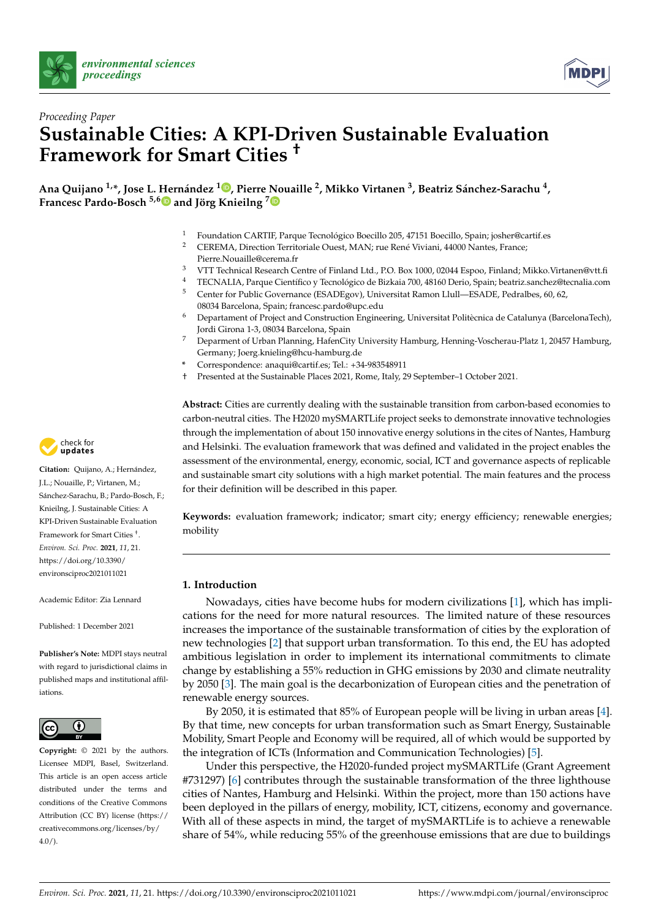*Proceeding Paper*

# Sustainable Cities: A KPI-Driven Sustainable Evaluation Framework for Smart Cities †

**Ana Quijano [1,*], Jose L. Hernández [1], Pierre Nouaille [2], Mikko Virtanen [3], Beatriz Sánchez-Sarachu [4], Francesc Pardo-Bosch [5,6] and Jörg Knieilng [7]**

[1] Foundation CARTIF, Parque Tecnológico Boecillo 205, 47151 Boecillo, Spain; josher@cartif.es
[2] CEREMA, Direction Territoriale Ouest, MAN; rue René Viviani, 44000 Nantes, France; Pierre.Nouaille@cerema.fr
[3] VTT Technical Research Centre of Finland Ltd., P.O. Box 1000, 02044 Espoo, Finland; Mikko.Virtanen@vtt.fi
[4] TECNALIA, Parque Científico y Tecnológico de Bizkaia 700, 48160 Derio, Spain; beatriz.sanchez@tecnalia.com
[5] Center for Public Governance (ESADEgov), Universitat Ramon Llull—ESADE, Pedralbes, 60, 62, 08034 Barcelona, Spain; francesc.pardo@upc.edu
[6] Departament of Project and Construction Engineering, Universitat Politècnica de Catalunya (BarcelonaTech), Jordi Girona 1-3, 08034 Barcelona, Spain
[7] Deparment of Urban Planning, HafenCity University Hamburg, Henning-Voscherau-Platz 1, 20457 Hamburg, Germany; Joerg.knieling@hcu-hamburg.de
\* Correspondence: anaqui@cartif.es; Tel.: +34-983548911
† Presented at the Sustainable Places 2021, Rome, Italy, 29 September–1 October 2021.

**Abstract:** Cities are currently dealing with the sustainable transition from carbon-based economies to carbon-neutral cities. The H2020 mySMARTLife project seeks to demonstrate innovative technologies through the implementation of about 150 innovative energy solutions in the cites of Nantes, Hamburg and Helsinki. The evaluation framework that was defined and validated in the project enables the assessment of the environmental, energy, economic, social, ICT and governance aspects of replicable and sustainable smart city solutions with a high market potential. The main features and the process for their definition will be described in this paper.

**Keywords:** evaluation framework; indicator; smart city; energy efficiency; renewable energies; mobility

**Citation:** Quijano, A.; Hernández, J.L.; Nouaille, P.; Virtanen, M.; Sánchez-Sarachu, B.; Pardo-Bosch, F.; Knieilng, J. Sustainable Cities: A KPI-Driven Sustainable Evaluation Framework for Smart Cities †. *Environ. Sci. Proc.* **2021**, *11*, 21. https://doi.org/10.3390/environsciproc2021011021

Academic Editor: Zia Lennard

Published: 1 December 2021

**Publisher's Note:** MDPI stays neutral with regard to jurisdictional claims in published maps and institutional affiliations.

**Copyright:** © 2021 by the authors. Licensee MDPI, Basel, Switzerland. This article is an open access article distributed under the terms and conditions of the Creative Commons Attribution (CC BY) license (https://creativecommons.org/licenses/by/4.0/).

## 1. Introduction

Nowadays, cities have become hubs for modern civilizations [1], which has implications for the need for more natural resources. The limited nature of these resources increases the importance of the sustainable transformation of cities by the exploration of new technologies [2] that support urban transformation. To this end, the EU has adopted ambitious legislation in order to implement its international commitments to climate change by establishing a 55% reduction in GHG emissions by 2030 and climate neutrality by 2050 [3]. The main goal is the decarbonization of European cities and the penetration of renewable energy sources.

By 2050, it is estimated that 85% of European people will be living in urban areas [4]. By that time, new concepts for urban transformation such as Smart Energy, Sustainable Mobility, Smart People and Economy will be required, all of which would be supported by the integration of ICTs (Information and Communication Technologies) [5].

Under this perspective, the H2020-funded project mySMARTLife (Grant Agreement #731297) [6] contributes through the sustainable transformation of the three lighthouse cities of Nantes, Hamburg and Helsinki. Within the project, more than 150 actions have been deployed in the pillars of energy, mobility, ICT, citizens, economy and governance. With all of these aspects in mind, the target of mySMARTLife is to achieve a renewable share of 54%, while reducing 55% of the greenhouse emissions that are due to buildings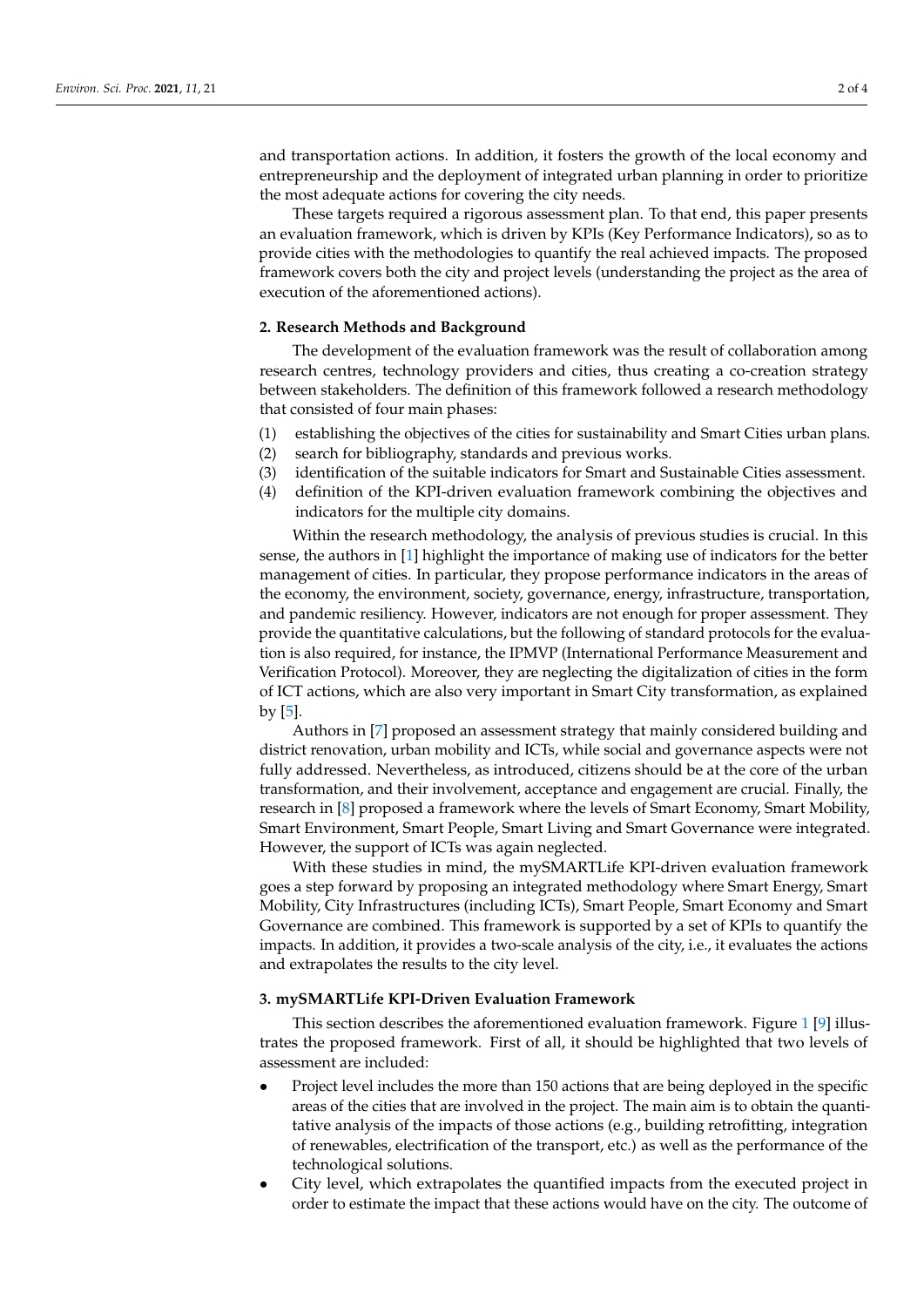and transportation actions. In addition, it fosters the growth of the local economy and entrepreneurship and the deployment of integrated urban planning in order to prioritize the most adequate actions for covering the city needs.

These targets required a rigorous assessment plan. To that end, this paper presents an evaluation framework, which is driven by KPIs (Key Performance Indicators), so as to provide cities with the methodologies to quantify the real achieved impacts. The proposed framework covers both the city and project levels (understanding the project as the area of execution of the aforementioned actions).

## 2. Research Methods and Background

The development of the evaluation framework was the result of collaboration among research centres, technology providers and cities, thus creating a co-creation strategy between stakeholders. The definition of this framework followed a research methodology that consisted of four main phases:

(1) establishing the objectives of the cities for sustainability and Smart Cities urban plans.
(2) search for bibliography, standards and previous works.
(3) identification of the suitable indicators for Smart and Sustainable Cities assessment.
(4) definition of the KPI-driven evaluation framework combining the objectives and indicators for the multiple city domains.

Within the research methodology, the analysis of previous studies is crucial. In this sense, the authors in [1] highlight the importance of making use of indicators for the better management of cities. In particular, they propose performance indicators in the areas of the economy, the environment, society, governance, energy, infrastructure, transportation, and pandemic resiliency. However, indicators are not enough for proper assessment. They provide the quantitative calculations, but the following of standard protocols for the evaluation is also required, for instance, the IPMVP (International Performance Measurement and Verification Protocol). Moreover, they are neglecting the digitalization of cities in the form of ICT actions, which are also very important in Smart City transformation, as explained by [5].

Authors in [7] proposed an assessment strategy that mainly considered building and district renovation, urban mobility and ICTs, while social and governance aspects were not fully addressed. Nevertheless, as introduced, citizens should be at the core of the urban transformation, and their involvement, acceptance and engagement are crucial. Finally, the research in [8] proposed a framework where the levels of Smart Economy, Smart Mobility, Smart Environment, Smart People, Smart Living and Smart Governance were integrated. However, the support of ICTs was again neglected.

With these studies in mind, the mySMARTLife KPI-driven evaluation framework goes a step forward by proposing an integrated methodology where Smart Energy, Smart Mobility, City Infrastructures (including ICTs), Smart People, Smart Economy and Smart Governance are combined. This framework is supported by a set of KPIs to quantify the impacts. In addition, it provides a two-scale analysis of the city, i.e., it evaluates the actions and extrapolates the results to the city level.

## 3. mySMARTLife KPI-Driven Evaluation Framework

This section describes the aforementioned evaluation framework. Figure 1 [9] illustrates the proposed framework. First of all, it should be highlighted that two levels of assessment are included:

- Project level includes the more than 150 actions that are being deployed in the specific areas of the cities that are involved in the project. The main aim is to obtain the quantitative analysis of the impacts of those actions (e.g., building retrofitting, integration of renewables, electrification of the transport, etc.) as well as the performance of the technological solutions.
- City level, which extrapolates the quantified impacts from the executed project in order to estimate the impact that these actions would have on the city. The outcome of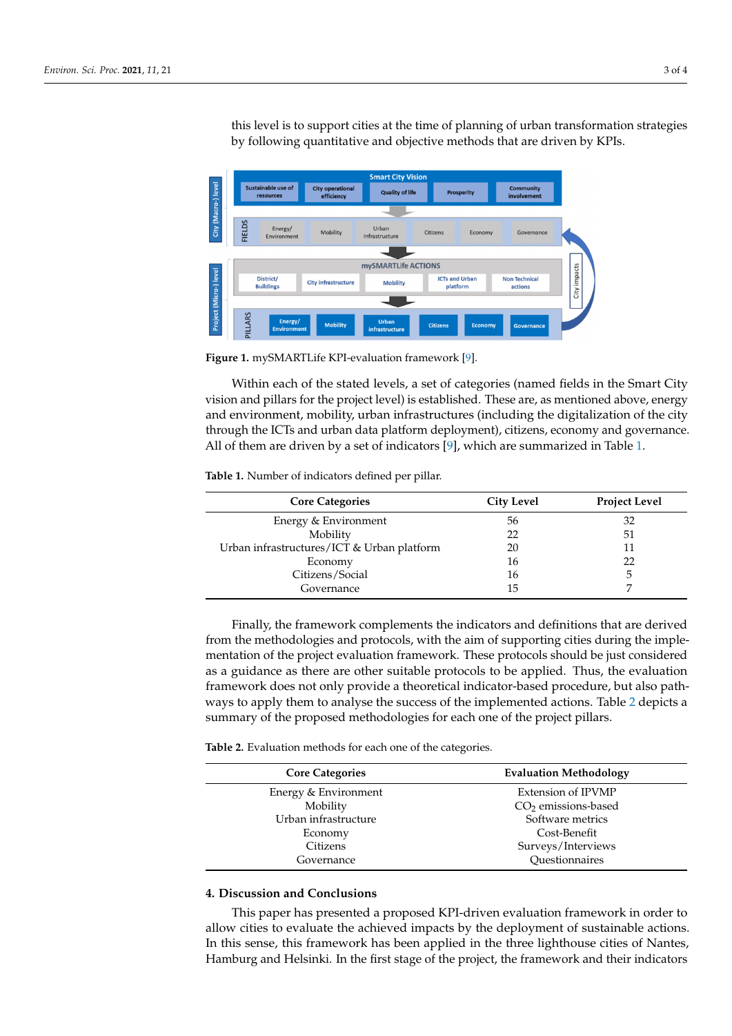this level is to support cities at the time of planning of urban transformation strategies by following quantitative and objective methods that are driven by KPIs.

**Figure 1.** mySMARTLife KPI-evaluation framework [9].

Within each of the stated levels, a set of categories (named fields in the Smart City vision and pillars for the project level) is established. These are, as mentioned above, energy and environment, mobility, urban infrastructures (including the digitalization of the city through the ICTs and urban data platform deployment), citizens, economy and governance. All of them are driven by a set of indicators [9], which are summarized in Table 1.

**Table 1.** Number of indicators defined per pillar.

| Core Categories | City Level | Project Level |
|---|---|---|
| Energy & Environment | 56 | 32 |
| Mobility | 22 | 51 |
| Urban infrastructures/ICT & Urban platform | 20 | 11 |
| Economy | 16 | 22 |
| Citizens/Social | 16 | 5 |
| Governance | 15 | 7 |

Finally, the framework complements the indicators and definitions that are derived from the methodologies and protocols, with the aim of supporting cities during the implementation of the project evaluation framework. These protocols should be just considered as a guidance as there are other suitable protocols to be applied. Thus, the evaluation framework does not only provide a theoretical indicator-based procedure, but also pathways to apply them to analyse the success of the implemented actions. Table 2 depicts a summary of the proposed methodologies for each one of the project pillars.

**Table 2.** Evaluation methods for each one of the categories.

| Core Categories | Evaluation Methodology |
|---|---|
| Energy & Environment | Extension of IPVMP |
| Mobility | $CO_2$ emissions-based |
| Urban infrastructure | Software metrics |
| Economy | Cost-Benefit |
| Citizens | Surveys/Interviews |
| Governance | Questionnaires |

## 4. Discussion and Conclusions

This paper has presented a proposed KPI-driven evaluation framework in order to allow cities to evaluate the achieved impacts by the deployment of sustainable actions. In this sense, this framework has been applied in the three lighthouse cities of Nantes, Hamburg and Helsinki. In the first stage of the project, the framework and their indicators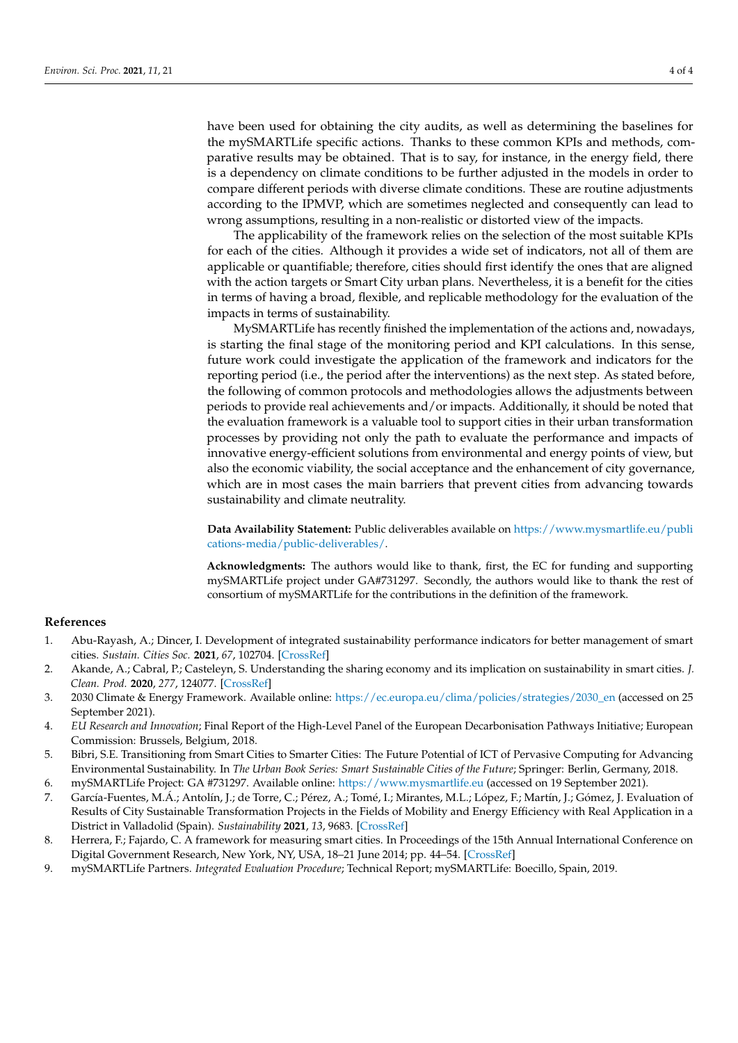have been used for obtaining the city audits, as well as determining the baselines for the mySMARTLife specific actions. Thanks to these common KPIs and methods, comparative results may be obtained. That is to say, for instance, in the energy field, there is a dependency on climate conditions to be further adjusted in the models in order to compare different periods with diverse climate conditions. These are routine adjustments according to the IPMVP, which are sometimes neglected and consequently can lead to wrong assumptions, resulting in a non-realistic or distorted view of the impacts.

The applicability of the framework relies on the selection of the most suitable KPIs for each of the cities. Although it provides a wide set of indicators, not all of them are applicable or quantifiable; therefore, cities should first identify the ones that are aligned with the action targets or Smart City urban plans. Nevertheless, it is a benefit for the cities in terms of having a broad, flexible, and replicable methodology for the evaluation of the impacts in terms of sustainability.

MySMARTLife has recently finished the implementation of the actions and, nowadays, is starting the final stage of the monitoring period and KPI calculations. In this sense, future work could investigate the application of the framework and indicators for the reporting period (i.e., the period after the interventions) as the next step. As stated before, the following of common protocols and methodologies allows the adjustments between periods to provide real achievements and/or impacts. Additionally, it should be noted that the evaluation framework is a valuable tool to support cities in their urban transformation processes by providing not only the path to evaluate the performance and impacts of innovative energy-efficient solutions from environmental and energy points of view, but also the economic viability, the social acceptance and the enhancement of city governance, which are in most cases the main barriers that prevent cities from advancing towards sustainability and climate neutrality.

**Data Availability Statement:** Public deliverables available on https://www.mysmartlife.eu/publications-media/public-deliverables/.

**Acknowledgments:** The authors would like to thank, first, the EC for funding and supporting mySMARTLife project under GA#731297. Secondly, the authors would like to thank the rest of consortium of mySMARTLife for the contributions in the definition of the framework.

## References

1. Abu-Rayash, A.; Dincer, I. Development of integrated sustainability performance indicators for better management of smart cities. *Sustain. Cities Soc.* **2021**, *67*, 102704. [CrossRef]
2. Akande, A.; Cabral, P.; Casteleyn, S. Understanding the sharing economy and its implication on sustainability in smart cities. *J. Clean. Prod.* **2020**, *277*, 124077. [CrossRef]
3. 2030 Climate & Energy Framework. Available online: https://ec.europa.eu/clima/policies/strategies/2030_en (accessed on 25 September 2021).
4. *EU Research and Innovation*; Final Report of the High-Level Panel of the European Decarbonisation Pathways Initiative; European Commission: Brussels, Belgium, 2018.
5. Bibri, S.E. Transitioning from Smart Cities to Smarter Cities: The Future Potential of ICT of Pervasive Computing for Advancing Environmental Sustainability. In *The Urban Book Series: Smart Sustainable Cities of the Future*; Springer: Berlin, Germany, 2018.
6. mySMARTLife Project: GA #731297. Available online: https://www.mysmartlife.eu (accessed on 19 September 2021).
7. García-Fuentes, M.Á.; Antolín, J.; de Torre, C.; Pérez, A.; Tomé, I.; Mirantes, M.L.; López, F.; Martín, J.; Gómez, J. Evaluation of Results of City Sustainable Transformation Projects in the Fields of Mobility and Energy Efficiency with Real Application in a District in Valladolid (Spain). *Sustainability* **2021**, *13*, 9683. [CrossRef]
8. Herrera, F.; Fajardo, C. A framework for measuring smart cities. In Proceedings of the 15th Annual International Conference on Digital Government Research, New York, NY, USA, 18–21 June 2014; pp. 44–54. [CrossRef]
9. mySMARTLife Partners. *Integrated Evaluation Procedure*; Technical Report; mySMARTLife: Boecillo, Spain, 2019.